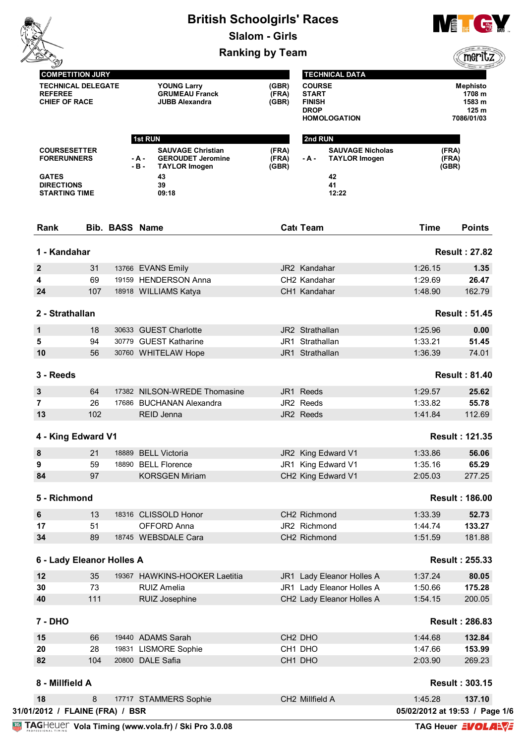# British Schoolgirls' Races

## Slalom - Girls

## Ranking by Team

| COMPETITION JURY | | |
|---|---|---|
| TECHNICAL DELEGATE | YOUNG Larry | (GBR) |
| REFEREE | GRUMEAU Franck | (FRA) |
| CHIEF OF RACE | JUBB Alexandra | (GBR) |

| TECHNICAL DATA | |
|---|---|
| COURSE | Mephisto |
| START | 1708 m |
| FINISH | 1583 m |
| DROP | 125 m |
| HOMOLOGATION | 7086/01/03 |

| | 1st RUN | | | 2nd RUN | | |
|---|---|---|---|---|---|---|
| COURSESETTER | | SAUVAGE Christian | (FRA) | | SAUVAGE Nicholas | (FRA) |
| FORERUNNERS | - A - | GEROUDET Jeromine | (FRA) | - A - | TAYLOR Imogen | (FRA) |
| | - B - | TAYLOR Imogen | (GBR) | | | (GBR) |
| GATES | | 43 | | | 42 | |
| DIRECTIONS | | 39 | | | 41 | |
| STARTING TIME | | 09:18 | | | 12:22 | |

| Rank | Bib. | BASS | Name | Cat | Team | Time | Points |
|---|---|---|---|---|---|---|---|
| **1 - Kandahar** | | | | | | | **Result : 27.82** |
| **2** | 31 | 13766 | EVANS Emily | JR2 | Kandahar | 1:26.15 | **1.35** |
| **4** | 69 | 19159 | HENDERSON Anna | CH2 | Kandahar | 1:29.69 | **26.47** |
| **24** | 107 | 18918 | WILLIAMS Katya | CH1 | Kandahar | 1:48.90 | 162.79 |
| **2 - Strathallan** | | | | | | | **Result : 51.45** |
| **1** | 18 | 30633 | GUEST Charlotte | JR2 | Strathallan | 1:25.96 | **0.00** |
| **5** | 94 | 30779 | GUEST Katharine | JR1 | Strathallan | 1:33.21 | **51.45** |
| **10** | 56 | 30760 | WHITELAW Hope | JR1 | Strathallan | 1:36.39 | 74.01 |
| **3 - Reeds** | | | | | | | **Result : 81.40** |
| **3** | 64 | 17382 | NILSON-WREDE Thomasine | JR1 | Reeds | 1:29.57 | **25.62** |
| **7** | 26 | 17686 | BUCHANAN Alexandra | JR2 | Reeds | 1:33.82 | **55.78** |
| **13** | 102 | | REID Jenna | JR2 | Reeds | 1:41.84 | 112.69 |
| **4 - King Edward V1** | | | | | | | **Result : 121.35** |
| **8** | 21 | 18889 | BELL Victoria | JR2 | King Edward V1 | 1:33.86 | **56.06** |
| **9** | 59 | 18890 | BELL Florence | JR1 | King Edward V1 | 1:35.16 | **65.29** |
| **84** | 97 | | KORSGEN Miriam | CH2 | King Edward V1 | 2:05.03 | 277.25 |
| **5 - Richmond** | | | | | | | **Result : 186.00** |
| **6** | 13 | 18316 | CLISSOLD Honor | CH2 | Richmond | 1:33.39 | **52.73** |
| **17** | 51 | | OFFORD Anna | JR2 | Richmond | 1:44.74 | **133.27** |
| **34** | 89 | 18745 | WEBSDALE Cara | CH2 | Richmond | 1:51.59 | 181.88 |
| **6 - Lady Eleanor Holles A** | | | | | | | **Result : 255.33** |
| **12** | 35 | 19367 | HAWKINS-HOOKER Laetitia | JR1 | Lady Eleanor Holles A | 1:37.24 | **80.05** |
| **30** | 73 | | RUIZ Amelia | JR1 | Lady Eleanor Holles A | 1:50.66 | **175.28** |
| **40** | 111 | | RUIZ Josephine | CH2 | Lady Eleanor Holles A | 1:54.15 | 200.05 |
| **7 - DHO** | | | | | | | **Result : 286.83** |
| **15** | 66 | 19440 | ADAMS Sarah | CH2 | DHO | 1:44.68 | **132.84** |
| **20** | 28 | 19831 | LISMORE Sophie | CH1 | DHO | 1:47.66 | **153.99** |
| **82** | 104 | 20800 | DALE Safia | CH1 | DHO | 2:03.90 | 269.23 |
| **8 - Millfield A** | | | | | | | **Result : 303.15** |
| **18** | 8 | 17717 | STAMMERS Sophie | CH2 | Millfield A | 1:45.28 | **137.10** |

31/01/2012 / FLAINE (FRA) / BSR — 05/02/2012 at 19:53

Vola Timing (www.vola.fr) / Ski Pro 3.0.08 — TAG Heuer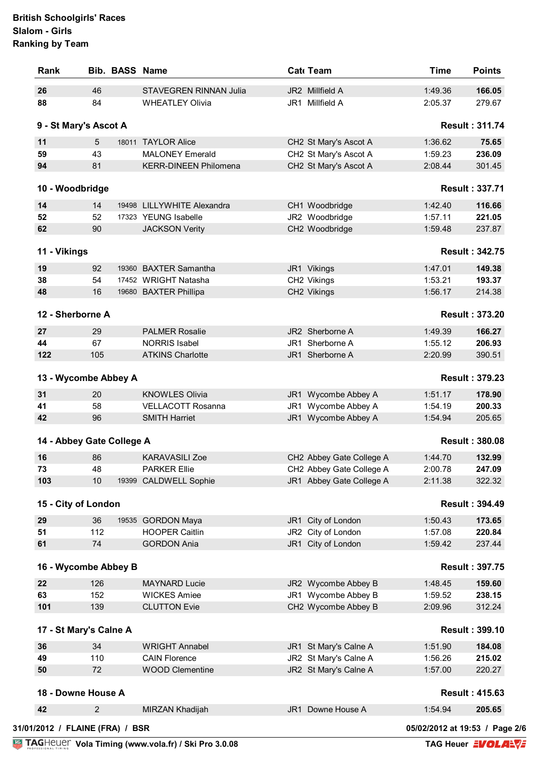**British Schoolgirls' Races**
**Slalom - Girls**
**Ranking by Team**

| Rank | Bib. | BASS | Name | Cat | Team | Time | Points |
|---|---|---|---|---|---|---|---|
| **26** | 46 | | STAVEGREN RINNAN Julia | JR2 | Millfield A | 1:49.36 | **166.05** |
| **88** | 84 | | WHEATLEY Olivia | JR1 | Millfield A | 2:05.37 | 279.67 |
| **9 - St Mary's Ascot A** | | | | | | | **Result : 311.74** |
| **11** | 5 | 18011 | TAYLOR Alice | CH2 | St Mary's Ascot A | 1:36.62 | **75.65** |
| **59** | 43 | | MALONEY Emerald | CH2 | St Mary's Ascot A | 1:59.23 | **236.09** |
| **94** | 81 | | KERR-DINEEN Philomena | CH2 | St Mary's Ascot A | 2:08.44 | 301.45 |
| **10 - Woodbridge** | | | | | | | **Result : 337.71** |
| **14** | 14 | 19498 | LILLYWHITE Alexandra | CH1 | Woodbridge | 1:42.40 | **116.66** |
| **52** | 52 | 17323 | YEUNG Isabelle | JR2 | Woodbridge | 1:57.11 | **221.05** |
| **62** | 90 | | JACKSON Verity | CH2 | Woodbridge | 1:59.48 | 237.87 |
| **11 - Vikings** | | | | | | | **Result : 342.75** |
| **19** | 92 | 19360 | BAXTER Samantha | JR1 | Vikings | 1:47.01 | **149.38** |
| **38** | 54 | 17452 | WRIGHT Natasha | CH2 | Vikings | 1:53.21 | **193.37** |
| **48** | 16 | 19680 | BAXTER Phillipa | CH2 | Vikings | 1:56.17 | 214.38 |
| **12 - Sherborne A** | | | | | | | **Result : 373.20** |
| **27** | 29 | | PALMER Rosalie | JR2 | Sherborne A | 1:49.39 | **166.27** |
| **44** | 67 | | NORRIS Isabel | JR1 | Sherborne A | 1:55.12 | **206.93** |
| **122** | 105 | | ATKINS Charlotte | JR1 | Sherborne A | 2:20.99 | 390.51 |
| **13 - Wycombe Abbey A** | | | | | | | **Result : 379.23** |
| **31** | 20 | | KNOWLES Olivia | JR1 | Wycombe Abbey A | 1:51.17 | **178.90** |
| **41** | 58 | | VELLACOTT Rosanna | JR1 | Wycombe Abbey A | 1:54.19 | **200.33** |
| **42** | 96 | | SMITH Harriet | JR1 | Wycombe Abbey A | 1:54.94 | 205.65 |
| **14 - Abbey Gate College A** | | | | | | | **Result : 380.08** |
| **16** | 86 | | KARAVASILI Zoe | CH2 | Abbey Gate College A | 1:44.70 | **132.99** |
| **73** | 48 | | PARKER Ellie | CH2 | Abbey Gate College A | 2:00.78 | **247.09** |
| **103** | 10 | 19399 | CALDWELL Sophie | JR1 | Abbey Gate College A | 2:11.38 | 322.32 |
| **15 - City of London** | | | | | | | **Result : 394.49** |
| **29** | 36 | 19535 | GORDON Maya | JR1 | City of London | 1:50.43 | **173.65** |
| **51** | 112 | | HOOPER Caitlin | JR2 | City of London | 1:57.08 | **220.84** |
| **61** | 74 | | GORDON Ania | JR1 | City of London | 1:59.42 | 237.44 |
| **16 - Wycombe Abbey B** | | | | | | | **Result : 397.75** |
| **22** | 126 | | MAYNARD Lucie | JR2 | Wycombe Abbey B | 1:48.45 | **159.60** |
| **63** | 152 | | WICKES Amiee | JR1 | Wycombe Abbey B | 1:59.52 | **238.15** |
| **101** | 139 | | CLUTTON Evie | CH2 | Wycombe Abbey B | 2:09.96 | 312.24 |
| **17 - St Mary's Calne A** | | | | | | | **Result : 399.10** |
| **36** | 34 | | WRIGHT Annabel | JR1 | St Mary's Calne A | 1:51.90 | **184.08** |
| **49** | 110 | | CAIN Florence | JR2 | St Mary's Calne A | 1:56.26 | **215.02** |
| **50** | 72 | | WOOD Clementine | JR2 | St Mary's Calne A | 1:57.00 | 220.27 |
| **18 - Downe House A** | | | | | | | **Result : 415.63** |
| **42** | 2 | | MIRZAN Khadijah | JR1 | Downe House A | 1:54.94 | **205.65** |

**31/01/2012 / FLAINE (FRA) / BSR** — **05/02/2012 at 19:53**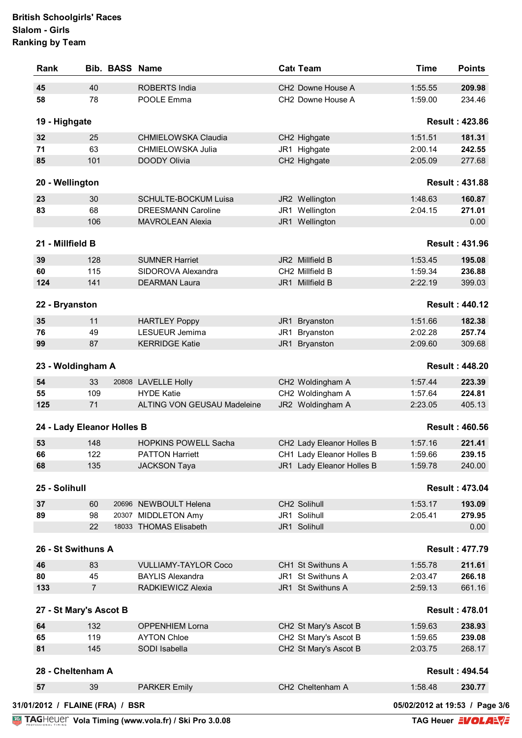**British Schoolgirls' Races**
**Slalom - Girls**
**Ranking by Team**

| Rank | Bib. | BASS | Name | Cat | Team | Time | Points |
|---|---|---|---|---|---|---|---|
| 45 | 40 | | ROBERTS India | CH2 | Downe House A | 1:55.55 | **209.98** |
| 58 | 78 | | POOLE Emma | CH2 | Downe House A | 1:59.00 | 234.46 |
| **19 - Highgate** | | | | | | | **Result : 423.86** |
| 32 | 25 | | CHMIELOWSKA Claudia | CH2 | Highgate | 1:51.51 | **181.31** |
| 71 | 63 | | CHMIELOWSKA Julia | JR1 | Highgate | 2:00.14 | **242.55** |
| 85 | 101 | | DOODY Olivia | CH2 | Highgate | 2:05.09 | 277.68 |
| **20 - Wellington** | | | | | | | **Result : 431.88** |
| 23 | 30 | | SCHULTE-BOCKUM Luisa | JR2 | Wellington | 1:48.63 | **160.87** |
| 83 | 68 | | DREESMANN Caroline | JR1 | Wellington | 2:04.15 | **271.01** |
| | 106 | | MAVROLEAN Alexia | JR1 | Wellington | | 0.00 |
| **21 - Millfield B** | | | | | | | **Result : 431.96** |
| 39 | 128 | | SUMNER Harriet | JR2 | Millfield B | 1:53.45 | **195.08** |
| 60 | 115 | | SIDOROVA Alexandra | CH2 | Millfield B | 1:59.34 | **236.88** |
| 124 | 141 | | DEARMAN Laura | JR1 | Millfield B | 2:22.19 | 399.03 |
| **22 - Bryanston** | | | | | | | **Result : 440.12** |
| 35 | 11 | | HARTLEY Poppy | JR1 | Bryanston | 1:51.66 | **182.38** |
| 76 | 49 | | LESUEUR Jemima | JR1 | Bryanston | 2:02.28 | **257.74** |
| 99 | 87 | | KERRIDGE Katie | JR1 | Bryanston | 2:09.60 | 309.68 |
| **23 - Woldingham A** | | | | | | | **Result : 448.20** |
| 54 | 33 | 20808 | LAVELLE Holly | CH2 | Woldingham A | 1:57.44 | **223.39** |
| 55 | 109 | | HYDE Katie | CH2 | Woldingham A | 1:57.64 | **224.81** |
| 125 | 71 | | ALTING VON GEUSAU Madeleine | JR2 | Woldingham A | 2:23.05 | 405.13 |
| **24 - Lady Eleanor Holles B** | | | | | | | **Result : 460.56** |
| 53 | 148 | | HOPKINS POWELL Sacha | CH2 | Lady Eleanor Holles B | 1:57.16 | **221.41** |
| 66 | 122 | | PATTON Harriett | CH1 | Lady Eleanor Holles B | 1:59.66 | **239.15** |
| 68 | 135 | | JACKSON Taya | JR1 | Lady Eleanor Holles B | 1:59.78 | 240.00 |
| **25 - Solihull** | | | | | | | **Result : 473.04** |
| 37 | 60 | 20696 | NEWBOULT Helena | CH2 | Solihull | 1:53.17 | **193.09** |
| 89 | 98 | 20307 | MIDDLETON Amy | JR1 | Solihull | 2:05.41 | **279.95** |
| | 22 | 18033 | THOMAS Elisabeth | JR1 | Solihull | | 0.00 |
| **26 - St Swithuns A** | | | | | | | **Result : 477.79** |
| 46 | 83 | | VULLIAMY-TAYLOR Coco | CH1 | St Swithuns A | 1:55.78 | **211.61** |
| 80 | 45 | | BAYLIS Alexandra | JR1 | St Swithuns A | 2:03.47 | **266.18** |
| 133 | 7 | | RADKIEWICZ Alexia | JR1 | St Swithuns A | 2:59.13 | 661.16 |
| **27 - St Mary's Ascot B** | | | | | | | **Result : 478.01** |
| 64 | 132 | | OPPENHIEM Lorna | CH2 | St Mary's Ascot B | 1:59.63 | **238.93** |
| 65 | 119 | | AYTON Chloe | CH2 | St Mary's Ascot B | 1:59.65 | **239.08** |
| 81 | 145 | | SODI Isabella | CH2 | St Mary's Ascot B | 2:03.75 | 268.17 |
| **28 - Cheltenham A** | | | | | | | **Result : 494.54** |
| 57 | 39 | | PARKER Emily | CH2 | Cheltenham A | 1:58.48 | **230.77** |

31/01/2012 / FLAINE (FRA) / BSR

05/02/2012 at 19:53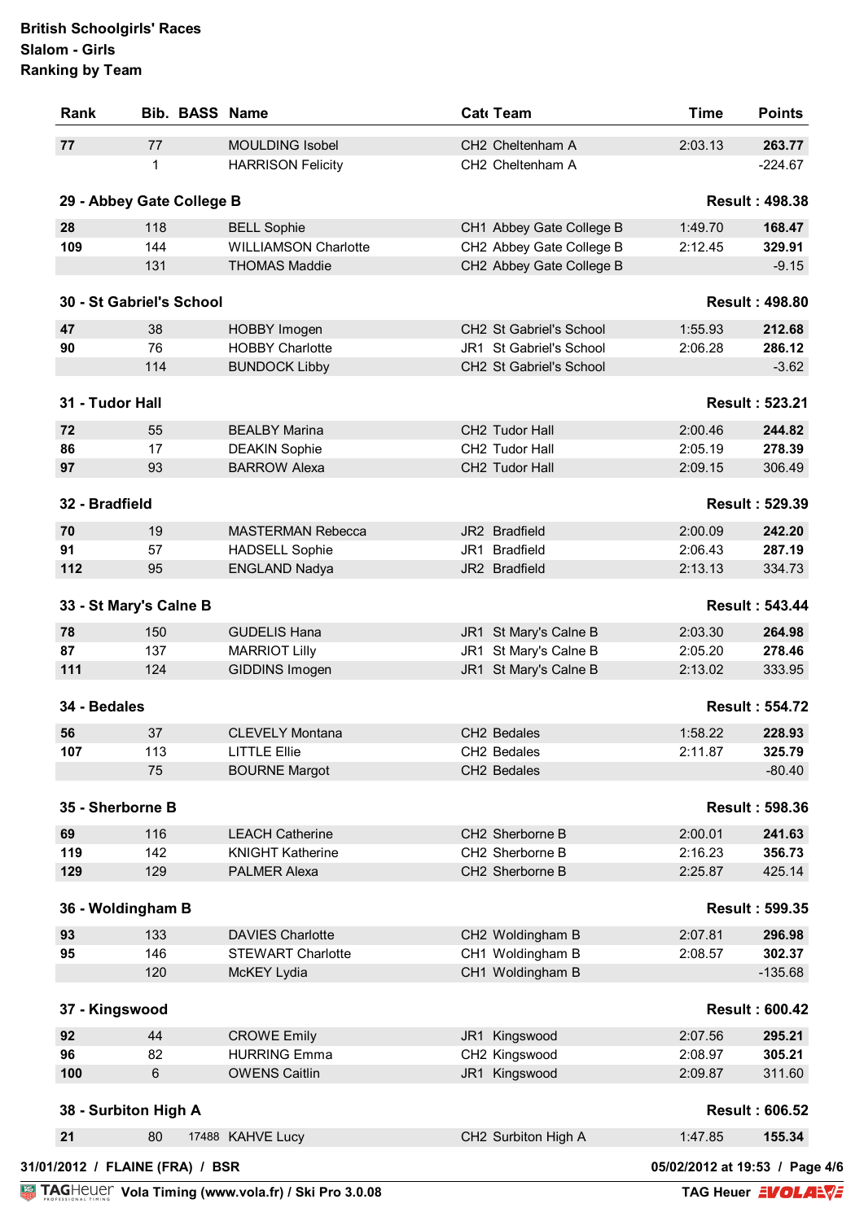**British Schoolgirls' Races**
**Slalom - Girls**
**Ranking by Team**

| Rank | Bib. | BASS | Name | Cat | Team | Time | Points |
|---|---|---|---|---|---|---|---|
| **77** | 77 | | MOULDING Isobel | CH2 | Cheltenham A | 2:03.13 | **263.77** |
| | 1 | | HARRISON Felicity | CH2 | Cheltenham A | | -224.67 |

**29 - Abbey Gate College B** — **Result : 498.38**

| Rank | Bib. | BASS | Name | Cat | Team | Time | Points |
|---|---|---|---|---|---|---|---|
| **28** | 118 | | BELL Sophie | CH1 | Abbey Gate College B | 1:49.70 | **168.47** |
| **109** | 144 | | WILLIAMSON Charlotte | CH2 | Abbey Gate College B | 2:12.45 | **329.91** |
| | 131 | | THOMAS Maddie | CH2 | Abbey Gate College B | | -9.15 |

**30 - St Gabriel's School** — **Result : 498.80**

| Rank | Bib. | BASS | Name | Cat | Team | Time | Points |
|---|---|---|---|---|---|---|---|
| **47** | 38 | | HOBBY Imogen | CH2 | St Gabriel's School | 1:55.93 | **212.68** |
| **90** | 76 | | HOBBY Charlotte | JR1 | St Gabriel's School | 2:06.28 | **286.12** |
| | 114 | | BUNDOCK Libby | CH2 | St Gabriel's School | | -3.62 |

**31 - Tudor Hall** — **Result : 523.21**

| Rank | Bib. | BASS | Name | Cat | Team | Time | Points |
|---|---|---|---|---|---|---|---|
| **72** | 55 | | BEALBY Marina | CH2 | Tudor Hall | 2:00.46 | **244.82** |
| **86** | 17 | | DEAKIN Sophie | CH2 | Tudor Hall | 2:05.19 | **278.39** |
| **97** | 93 | | BARROW Alexa | CH2 | Tudor Hall | 2:09.15 | 306.49 |

**32 - Bradfield** — **Result : 529.39**

| Rank | Bib. | BASS | Name | Cat | Team | Time | Points |
|---|---|---|---|---|---|---|---|
| **70** | 19 | | MASTERMAN Rebecca | JR2 | Bradfield | 2:00.09 | **242.20** |
| **91** | 57 | | HADSELL Sophie | JR1 | Bradfield | 2:06.43 | **287.19** |
| **112** | 95 | | ENGLAND Nadya | JR2 | Bradfield | 2:13.13 | 334.73 |

**33 - St Mary's Calne B** — **Result : 543.44**

| Rank | Bib. | BASS | Name | Cat | Team | Time | Points |
|---|---|---|---|---|---|---|---|
| **78** | 150 | | GUDELIS Hana | JR1 | St Mary's Calne B | 2:03.30 | **264.98** |
| **87** | 137 | | MARRIOT Lilly | JR1 | St Mary's Calne B | 2:05.20 | **278.46** |
| **111** | 124 | | GIDDINS Imogen | JR1 | St Mary's Calne B | 2:13.02 | 333.95 |

**34 - Bedales** — **Result : 554.72**

| Rank | Bib. | BASS | Name | Cat | Team | Time | Points |
|---|---|---|---|---|---|---|---|
| **56** | 37 | | CLEVELY Montana | CH2 | Bedales | 1:58.22 | **228.93** |
| **107** | 113 | | LITTLE Ellie | CH2 | Bedales | 2:11.87 | **325.79** |
| | 75 | | BOURNE Margot | CH2 | Bedales | | -80.40 |

**35 - Sherborne B** — **Result : 598.36**

| Rank | Bib. | BASS | Name | Cat | Team | Time | Points |
|---|---|---|---|---|---|---|---|
| **69** | 116 | | LEACH Catherine | CH2 | Sherborne B | 2:00.01 | **241.63** |
| **119** | 142 | | KNIGHT Katherine | CH2 | Sherborne B | 2:16.23 | **356.73** |
| **129** | 129 | | PALMER Alexa | CH2 | Sherborne B | 2:25.87 | 425.14 |

**36 - Woldingham B** — **Result : 599.35**

| Rank | Bib. | BASS | Name | Cat | Team | Time | Points |
|---|---|---|---|---|---|---|---|
| **93** | 133 | | DAVIES Charlotte | CH2 | Woldingham B | 2:07.81 | **296.98** |
| **95** | 146 | | STEWART Charlotte | CH1 | Woldingham B | 2:08.57 | **302.37** |
| | 120 | | McKEY Lydia | CH1 | Woldingham B | | -135.68 |

**37 - Kingswood** — **Result : 600.42**

| Rank | Bib. | BASS | Name | Cat | Team | Time | Points |
|---|---|---|---|---|---|---|---|
| **92** | 44 | | CROWE Emily | JR1 | Kingswood | 2:07.56 | **295.21** |
| **96** | 82 | | HURRING Emma | CH2 | Kingswood | 2:08.97 | **305.21** |
| **100** | 6 | | OWENS Caitlin | JR1 | Kingswood | 2:09.87 | 311.60 |

**38 - Surbiton High A** — **Result : 606.52**

| Rank | Bib. | BASS | Name | Cat | Team | Time | Points |
|---|---|---|---|---|---|---|---|
| **21** | 80 | 17488 | KAHVE Lucy | CH2 | Surbiton High A | 1:47.85 | **155.34** |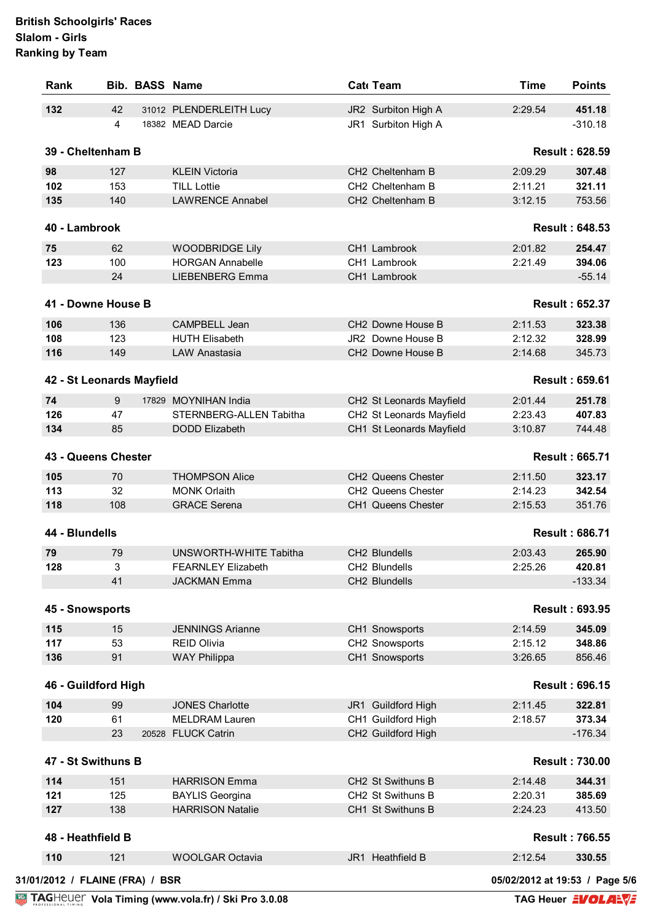British Schoolgirls' Races
Slalom - Girls
Ranking by Team

| Rank | Bib. | BASS | Name | Cat | Team | Time | Points |
|---|---|---|---|---|---|---|---|
| **132** | 42 | 31012 | PLENDERLEITH Lucy | JR2 | Surbiton High A | 2:29.54 | **451.18** |
| | 4 | 18382 | MEAD Darcie | JR1 | Surbiton High A | | -310.18 |
| **39 - Cheltenham B** | | | | | | | **Result : 628.59** |
| **98** | 127 | | KLEIN Victoria | CH2 | Cheltenham B | 2:09.29 | **307.48** |
| **102** | 153 | | TILL Lottie | CH2 | Cheltenham B | 2:11.21 | **321.11** |
| **135** | 140 | | LAWRENCE Annabel | CH2 | Cheltenham B | 3:12.15 | 753.56 |
| **40 - Lambrook** | | | | | | | **Result : 648.53** |
| **75** | 62 | | WOODBRIDGE Lily | CH1 | Lambrook | 2:01.82 | **254.47** |
| **123** | 100 | | HORGAN Annabelle | CH1 | Lambrook | 2:21.49 | **394.06** |
| | 24 | | LIEBENBERG Emma | CH1 | Lambrook | | -55.14 |
| **41 - Downe House B** | | | | | | | **Result : 652.37** |
| **106** | 136 | | CAMPBELL Jean | CH2 | Downe House B | 2:11.53 | **323.38** |
| **108** | 123 | | HUTH Elisabeth | JR2 | Downe House B | 2:12.32 | **328.99** |
| **116** | 149 | | LAW Anastasia | CH2 | Downe House B | 2:14.68 | 345.73 |
| **42 - St Leonards Mayfield** | | | | | | | **Result : 659.61** |
| **74** | 9 | 17829 | MOYNIHAN India | CH2 | St Leonards Mayfield | 2:01.44 | **251.78** |
| **126** | 47 | | STERNBERG-ALLEN Tabitha | CH2 | St Leonards Mayfield | 2:23.43 | **407.83** |
| **134** | 85 | | DODD Elizabeth | CH1 | St Leonards Mayfield | 3:10.87 | 744.48 |
| **43 - Queens Chester** | | | | | | | **Result : 665.71** |
| **105** | 70 | | THOMPSON Alice | CH2 | Queens Chester | 2:11.50 | **323.17** |
| **113** | 32 | | MONK Orlaith | CH2 | Queens Chester | 2:14.23 | **342.54** |
| **118** | 108 | | GRACE Serena | CH1 | Queens Chester | 2:15.53 | 351.76 |
| **44 - Blundells** | | | | | | | **Result : 686.71** |
| **79** | 79 | | UNSWORTH-WHITE Tabitha | CH2 | Blundells | 2:03.43 | **265.90** |
| **128** | 3 | | FEARNLEY Elizabeth | CH2 | Blundells | 2:25.26 | **420.81** |
| | 41 | | JACKMAN Emma | CH2 | Blundells | | -133.34 |
| **45 - Snowsports** | | | | | | | **Result : 693.95** |
| **115** | 15 | | JENNINGS Arianne | CH1 | Snowsports | 2:14.59 | **345.09** |
| **117** | 53 | | REID Olivia | CH2 | Snowsports | 2:15.12 | **348.86** |
| **136** | 91 | | WAY Philippa | CH1 | Snowsports | 3:26.65 | 856.46 |
| **46 - Guildford High** | | | | | | | **Result : 696.15** |
| **104** | 99 | | JONES Charlotte | JR1 | Guildford High | 2:11.45 | **322.81** |
| **120** | 61 | | MELDRAM Lauren | CH1 | Guildford High | 2:18.57 | **373.34** |
| | 23 | 20528 | FLUCK Catrin | CH2 | Guildford High | | -176.34 |
| **47 - St Swithuns B** | | | | | | | **Result : 730.00** |
| **114** | 151 | | HARRISON Emma | CH2 | St Swithuns B | 2:14.48 | **344.31** |
| **121** | 125 | | BAYLIS Georgina | CH2 | St Swithuns B | 2:20.31 | **385.69** |
| **127** | 138 | | HARRISON Natalie | CH1 | St Swithuns B | 2:24.23 | 413.50 |
| **48 - Heathfield B** | | | | | | | **Result : 766.55** |
| **110** | 121 | | WOOLGAR Octavia | JR1 | Heathfield B | 2:12.54 | **330.55** |

31/01/2012 / FLAINE (FRA) / BSR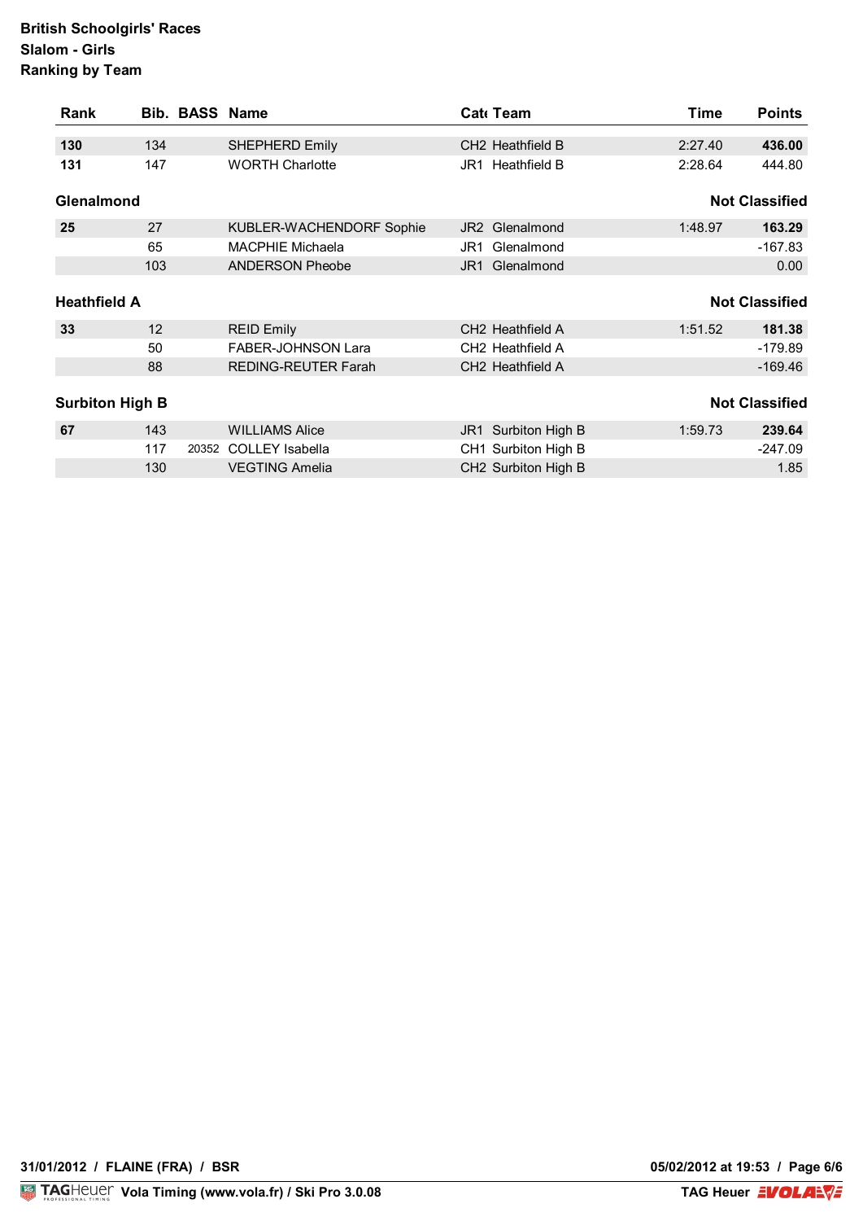**British Schoolgirls' Races**
**Slalom - Girls**
**Ranking by Team**

| Rank | Bib. | BASS | Name | Cat | Team | Time | Points |
|---|---|---|---|---|---|---|---|
| **130** | 134 | | SHEPHERD Emily | CH2 | Heathfield B | 2:27.40 | **436.00** |
| **131** | 147 | | WORTH Charlotte | JR1 | Heathfield B | 2:28.64 | 444.80 |

**Glenalmond** — **Not Classified**

| Rank | Bib. | BASS | Name | Cat | Team | Time | Points |
|---|---|---|---|---|---|---|---|
| **25** | 27 | | KUBLER-WACHENDORF Sophie | JR2 | Glenalmond | 1:48.97 | **163.29** |
| | 65 | | MACPHIE Michaela | JR1 | Glenalmond | | -167.83 |
| | 103 | | ANDERSON Pheobe | JR1 | Glenalmond | | 0.00 |

**Heathfield A** — **Not Classified**

| Rank | Bib. | BASS | Name | Cat | Team | Time | Points |
|---|---|---|---|---|---|---|---|
| **33** | 12 | | REID Emily | CH2 | Heathfield A | 1:51.52 | **181.38** |
| | 50 | | FABER-JOHNSON Lara | CH2 | Heathfield A | | -179.89 |
| | 88 | | REDING-REUTER Farah | CH2 | Heathfield A | | -169.46 |

**Surbiton High B** — **Not Classified**

| Rank | Bib. | BASS | Name | Cat | Team | Time | Points |
|---|---|---|---|---|---|---|---|
| **67** | 143 | | WILLIAMS Alice | JR1 | Surbiton High B | 1:59.73 | **239.64** |
| | 117 | 20352 | COLLEY Isabella | CH1 | Surbiton High B | | -247.09 |
| | 130 | | VEGTING Amelia | CH2 | Surbiton High B | | 1.85 |

**31/01/2012 / FLAINE (FRA) / BSR** — **05/02/2012 at 19:53**

Vola Timing (www.vola.fr) / Ski Pro 3.0.08 — TAG Heuer